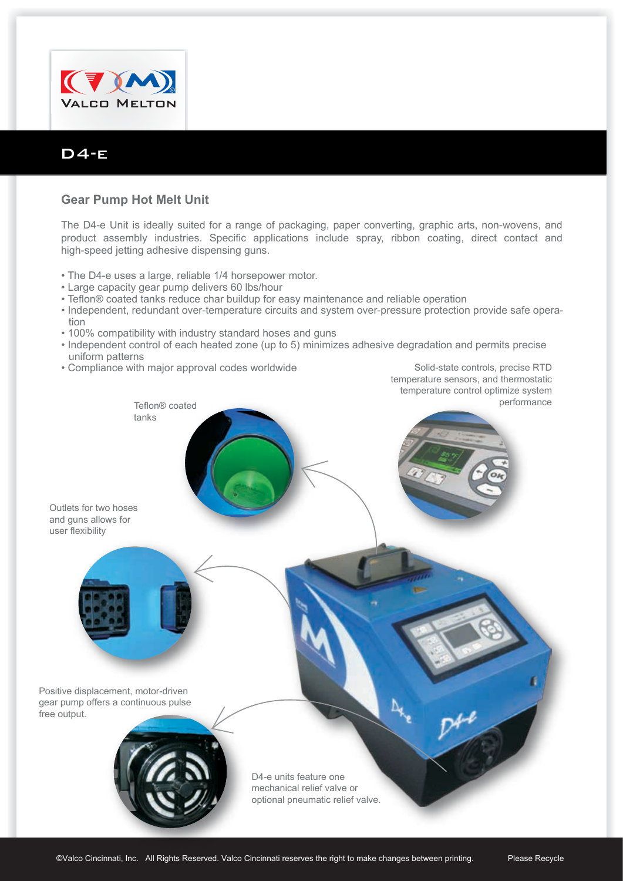VALCO MELTON

# D4-e

## Gear Pump Hot Melt Unit

The D4-e Unit is ideally suited for a range of packaging, paper converting, graphic arts, non-wovens, and product assembly industries. Specific applications include spray, ribbon coating, direct contact and high-speed jetting adhesive dispensing guns.

- The D4-e uses a large, reliable 1/4 horsepower motor.
- Large capacity gear pump delivers 60 lbs/hour
- Teflon® coated tanks reduce char buildup for easy maintenance and reliable operation
- Independent, redundant over-temperature circuits and system over-pressure protection provide safe operation
- 100% compatibility with industry standard hoses and guns
- Independent control of each heated zone (up to 5) minimizes adhesive degradation and permits precise uniform patterns
- Compliance with major approval codes worldwide

Solid-state controls, precise RTD temperature sensors, and thermostatic temperature control optimize system performance

Teflon® coated tanks

Outlets for two hoses and guns allows for user flexibility

Positive displacement, motor-driven gear pump offers a continuous pulse free output.

D4-e units feature one mechanical relief valve or optional pneumatic relief valve.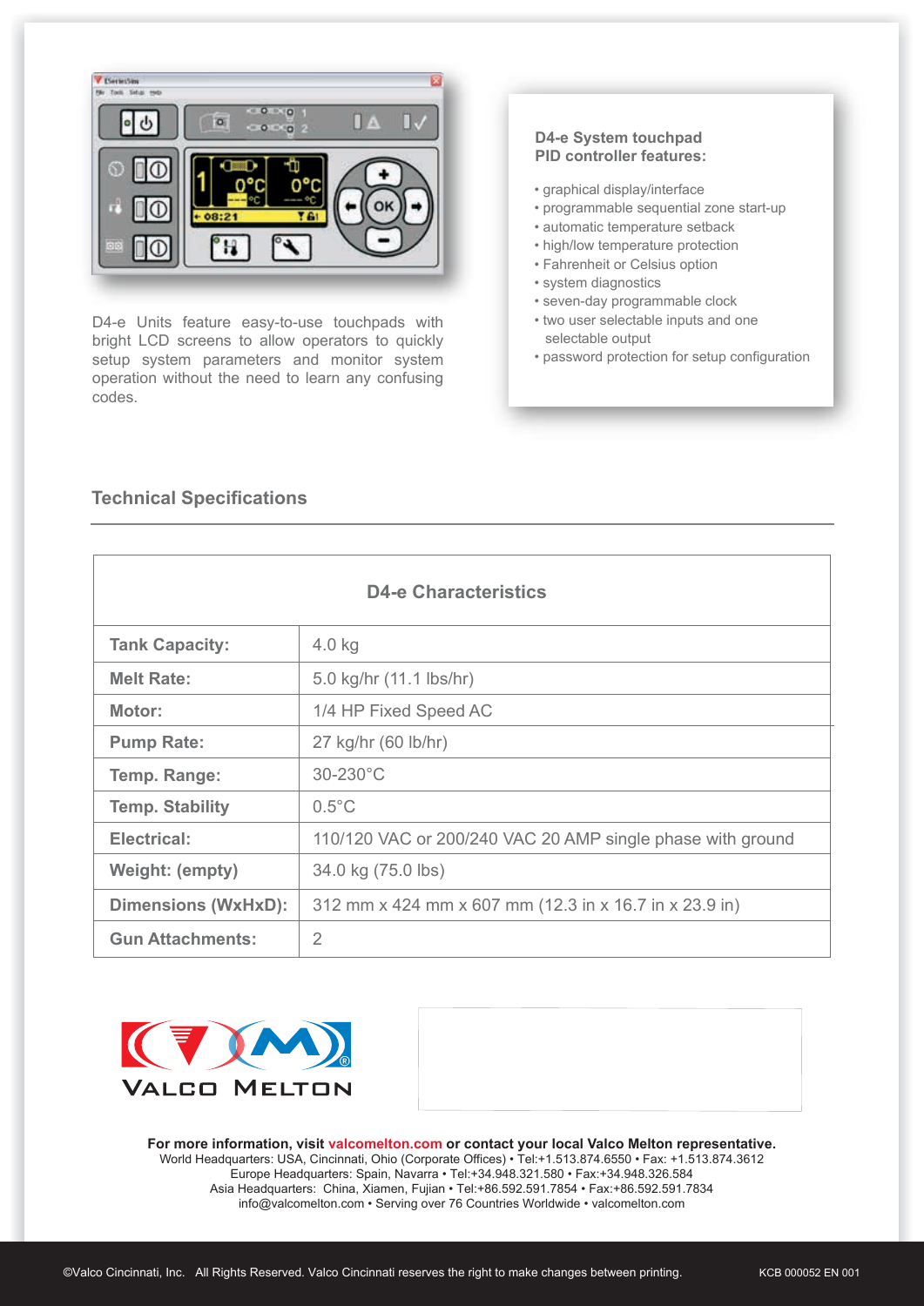D4-e Units feature easy-to-use touchpads with bright LCD screens to allow operators to quickly setup system parameters and monitor system operation without the need to learn any confusing codes.

**D4-e System touchpad PID controller features:**

- graphical display/interface
- programmable sequential zone start-up
- automatic temperature setback
- high/low temperature protection
- Fahrenheit or Celsius option
- system diagnostics
- seven-day programmable clock
- two user selectable inputs and one selectable output
- password protection for setup configuration

## Technical Specifications

| D4-e Characteristics | |
|---|---|
| **Tank Capacity:** | 4.0 kg |
| **Melt Rate:** | 5.0 kg/hr (11.1 lbs/hr) |
| **Motor:** | 1/4 HP Fixed Speed AC |
| **Pump Rate:** | 27 kg/hr (60 lb/hr) |
| **Temp. Range:** | 30-230°C |
| **Temp. Stability** | 0.5°C |
| **Electrical:** | 110/120 VAC or 200/240 VAC 20 AMP single phase with ground |
| **Weight: (empty)** | 34.0 kg (75.0 lbs) |
| **Dimensions (WxHxD):** | 312 mm x 424 mm x 607 mm (12.3 in x 16.7 in x 23.9 in) |
| **Gun Attachments:** | 2 |

VALCO MELTON

**For more information, visit valcomelton.com or contact your local Valco Melton representative.**
World Headquarters: USA, Cincinnati, Ohio (Corporate Offices) • Tel:+1.513.874.6550 • Fax: +1.513.874.3612
Europe Headquarters: Spain, Navarra • Tel:+34.948.321.580 • Fax:+34.948.326.584
Asia Headquarters: China, Xiamen, Fujian • Tel:+86.592.591.7854 • Fax:+86.592.591.7834
info@valcomelton.com • Serving over 76 Countries Worldwide • valcomelton.com

©Valco Cincinnati, Inc. All Rights Reserved. Valco Cincinnati reserves the right to make changes between printing. KCB 000052 EN 001